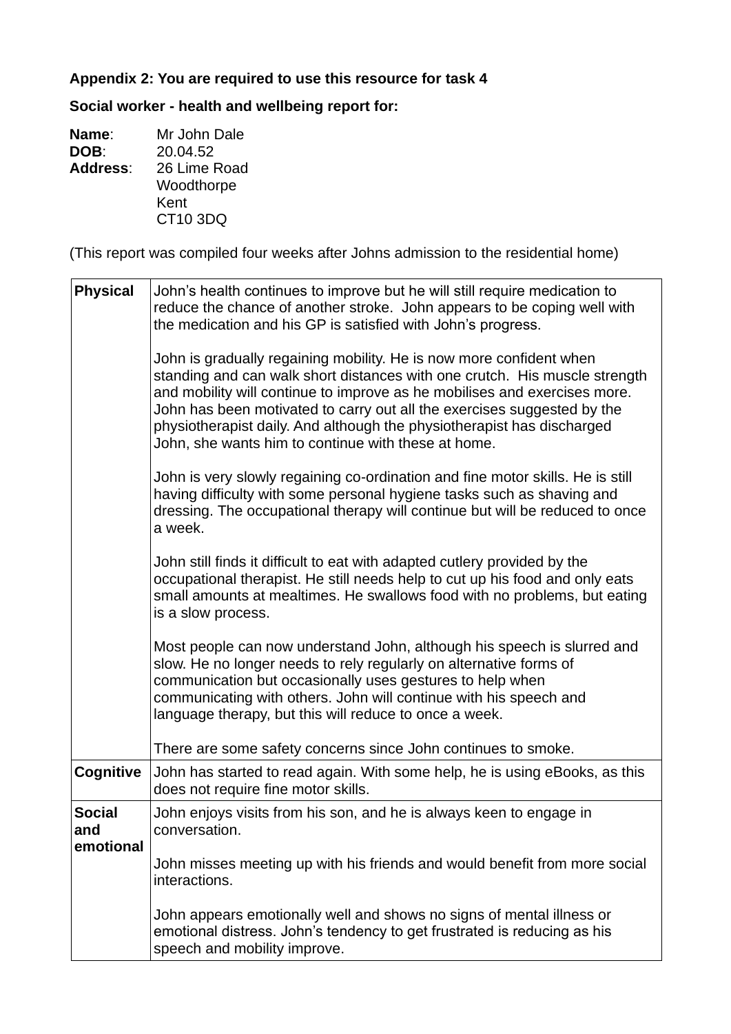**Appendix 2: You are required to use this resource for task 4**

**Social worker - health and wellbeing report for:**

**Name**: Mr John Dale
**DOB**: 20.04.52
**Address**: 26 Lime Road
Woodthorpe
Kent
CT10 3DQ

(This report was compiled four weeks after Johns admission to the residential home)

| | |
|---|---|
| **Physical** | John's health continues to improve but he will still require medication to reduce the chance of another stroke. John appears to be coping well with the medication and his GP is satisfied with John's progress.<br><br>John is gradually regaining mobility. He is now more confident when standing and can walk short distances with one crutch. His muscle strength and mobility will continue to improve as he mobilises and exercises more. John has been motivated to carry out all the exercises suggested by the physiotherapist daily. And although the physiotherapist has discharged John, she wants him to continue with these at home.<br><br>John is very slowly regaining co-ordination and fine motor skills. He is still having difficulty with some personal hygiene tasks such as shaving and dressing. The occupational therapy will continue but will be reduced to once a week.<br><br>John still finds it difficult to eat with adapted cutlery provided by the occupational therapist. He still needs help to cut up his food and only eats small amounts at mealtimes. He swallows food with no problems, but eating is a slow process.<br><br>Most people can now understand John, although his speech is slurred and slow. He no longer needs to rely regularly on alternative forms of communication but occasionally uses gestures to help when communicating with others. John will continue with his speech and language therapy, but this will reduce to once a week.<br><br>There are some safety concerns since John continues to smoke. |
| **Cognitive** | John has started to read again. With some help, he is using eBooks, as this does not require fine motor skills. |
| **Social and emotional** | John enjoys visits from his son, and he is always keen to engage in conversation.<br><br>John misses meeting up with his friends and would benefit from more social interactions.<br><br>John appears emotionally well and shows no signs of mental illness or emotional distress. John's tendency to get frustrated is reducing as his speech and mobility improve. |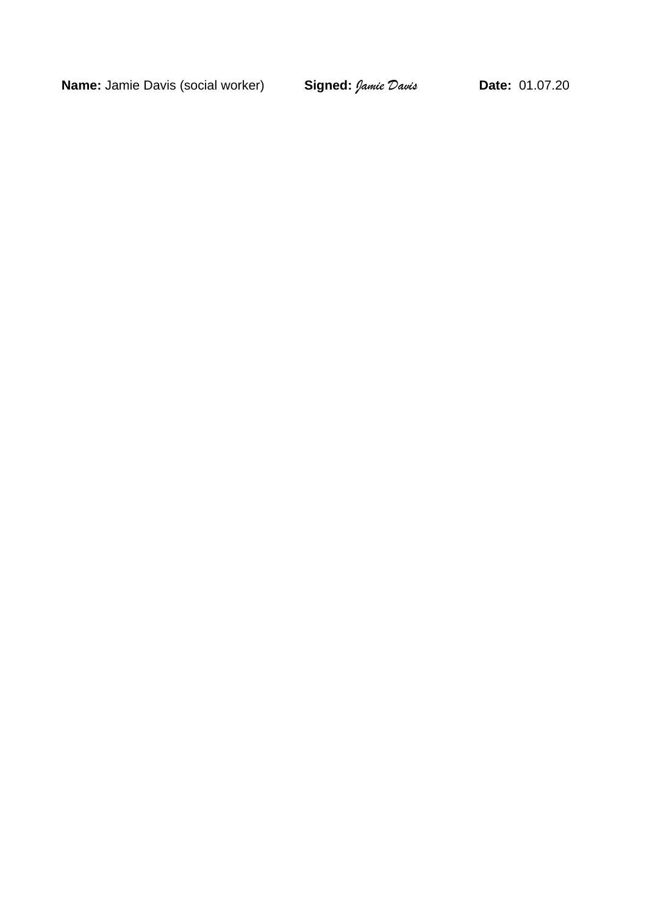**Name:** Jamie Davis (social worker) **Signed:** *Jamie Davis* **Date:** 01.07.20